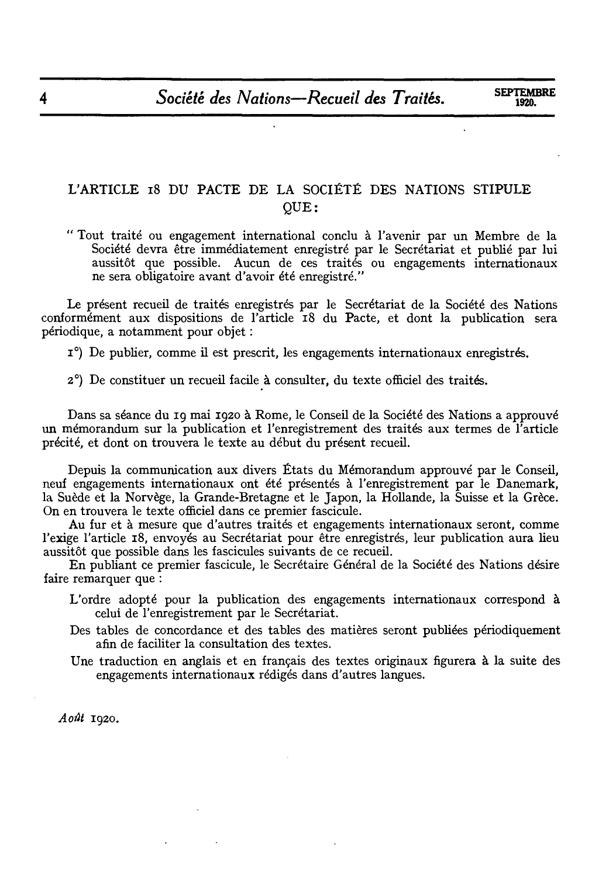## L'ARTICLE 18 DU PACTE DE LA SOCIÉTÉ DES NATIONS STIPULE QUE:

> " Tout traité ou engagement international conclu à l'avenir par un Membre de la Société devra être immédiatement enregistré par le Secrétariat et publié par lui aussitôt que possible. Aucun de ces traités ou engagements internationaux ne sera obligatoire avant d'avoir été enregistré."

Le présent recueil de traités enregistrés par le Secrétariat de la Société des Nations conformément aux dispositions de l'article 18 du Pacte, et dont la publication sera périodique, a notamment pour objet :

1°) De publier, comme il est prescrit, les engagements internationaux enregistrés.

2°) De constituer un recueil facile à consulter, du texte officiel des traités.

Dans sa séance du 19 mai 1920 à Rome, le Conseil de la Société des Nations a approuvé un mémorandum sur la publication et l'enregistrement des traités aux termes de l'article précité, et dont on trouvera le texte au début du présent recueil.

Depuis la communication aux divers États du Mémorandum approuvé par le Conseil, neuf engagements internationaux ont été présentés à l'enregistrement par le Danemark, la Suède et la Norvège, la Grande-Bretagne et le Japon, la Hollande, la Suisse et la Grèce. On en trouvera le texte officiel dans ce premier fascicule.

Au fur et à mesure que d'autres traités et engagements internationaux seront, comme l'exige l'article 18, envoyés au Secrétariat pour être enregistrés, leur publication aura lieu aussitôt que possible dans les fascicules suivants de ce recueil.

En publiant ce premier fascicule, le Secrétaire Général de la Société des Nations désire faire remarquer que :

L'ordre adopté pour la publication des engagements internationaux correspond à celui de l'enregistrement par le Secrétariat.

Des tables de concordance et des tables des matières seront publiées périodiquement afin de faciliter la consultation des textes.

Une traduction en anglais et en français des textes originaux figurera à la suite des engagements internationaux rédigés dans d'autres langues.

*Août* 1920.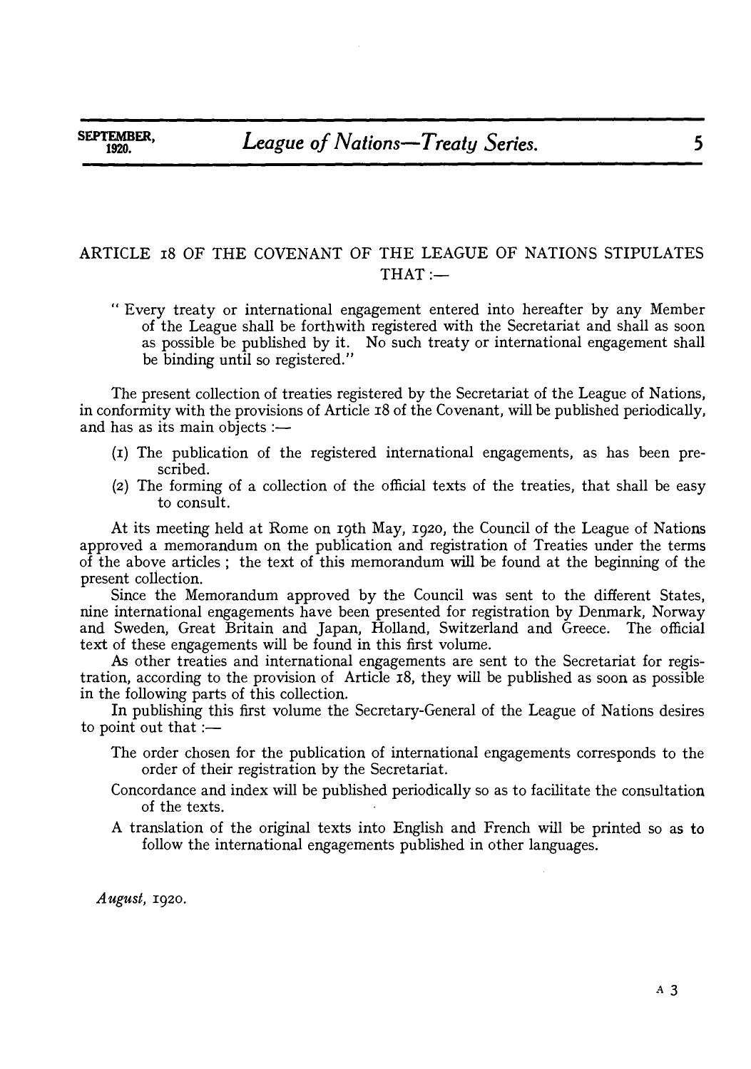## ARTICLE 18 OF THE COVENANT OF THE LEAGUE OF NATIONS STIPULATES THAT :—

> " Every treaty or international engagement entered into hereafter by any Member of the League shall be forthwith registered with the Secretariat and shall as soon as possible be published by it. No such treaty or international engagement shall be binding until so registered."

The present collection of treaties registered by the Secretariat of the League of Nations, in conformity with the provisions of Article 18 of the Covenant, will be published periodically, and has as its main objects :—

(1) The publication of the registered international engagements, as has been prescribed.

(2) The forming of a collection of the official texts of the treaties, that shall be easy to consult.

At its meeting held at Rome on 19th May, 1920, the Council of the League of Nations approved a memorandum on the publication and registration of Treaties under the terms of the above articles ; the text of this memorandum will be found at the beginning of the present collection.

Since the Memorandum approved by the Council was sent to the different States, nine international engagements have been presented for registration by Denmark, Norway and Sweden, Great Britain and Japan, Holland, Switzerland and Greece. The official text of these engagements will be found in this first volume.

As other treaties and international engagements are sent to the Secretariat for registration, according to the provision of Article 18, they will be published as soon as possible in the following parts of this collection.

In publishing this first volume the Secretary-General of the League of Nations desires to point out that :—

The order chosen for the publication of international engagements corresponds to the order of their registration by the Secretariat.

Concordance and index will be published periodically so as to facilitate the consultation of the texts.

A translation of the original texts into English and French will be printed so as to follow the international engagements published in other languages.

*August*, 1920.